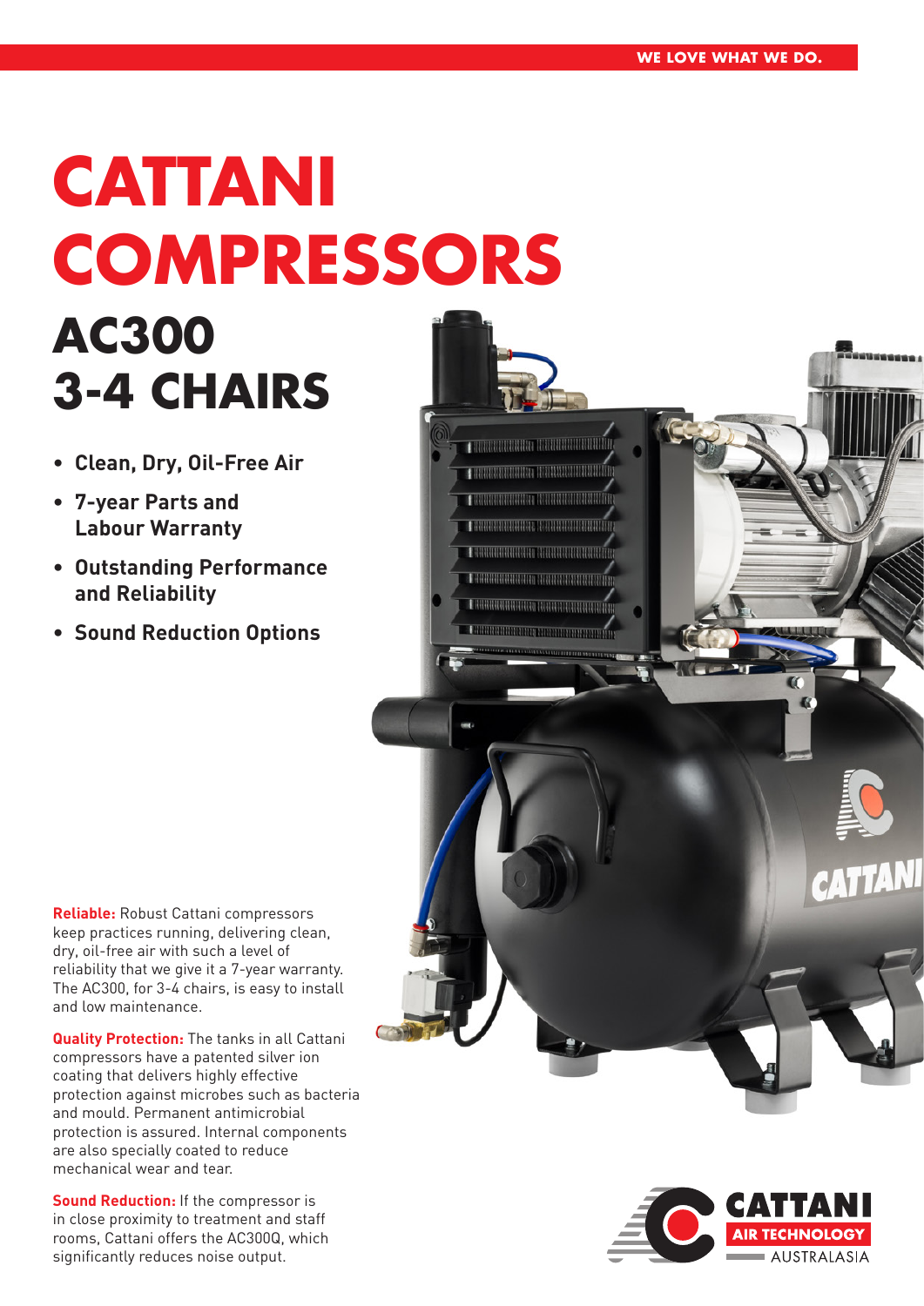WE LOVE WHAT WE DO.

# CATTANI COMPRESSORS

## AC300 3-4 CHAIRS

- **Clean, Dry, Oil-Free Air**
- **7-year Parts and Labour Warranty**
- **Outstanding Performance and Reliability**
- **Sound Reduction Options**

**Reliable:** Robust Cattani compressors keep practices running, delivering clean, dry, oil-free air with such a level of reliability that we give it a 7-year warranty. The AC300, for 3-4 chairs, is easy to install and low maintenance.

**Quality Protection:** The tanks in all Cattani compressors have a patented silver ion coating that delivers highly effective protection against microbes such as bacteria and mould. Permanent antimicrobial protection is assured. Internal components are also specially coated to reduce mechanical wear and tear.

**Sound Reduction:** If the compressor is in close proximity to treatment and staff rooms, Cattani offers the AC300Q, which significantly reduces noise output.

CATTANI AIR TECHNOLOGY AUSTRALASIA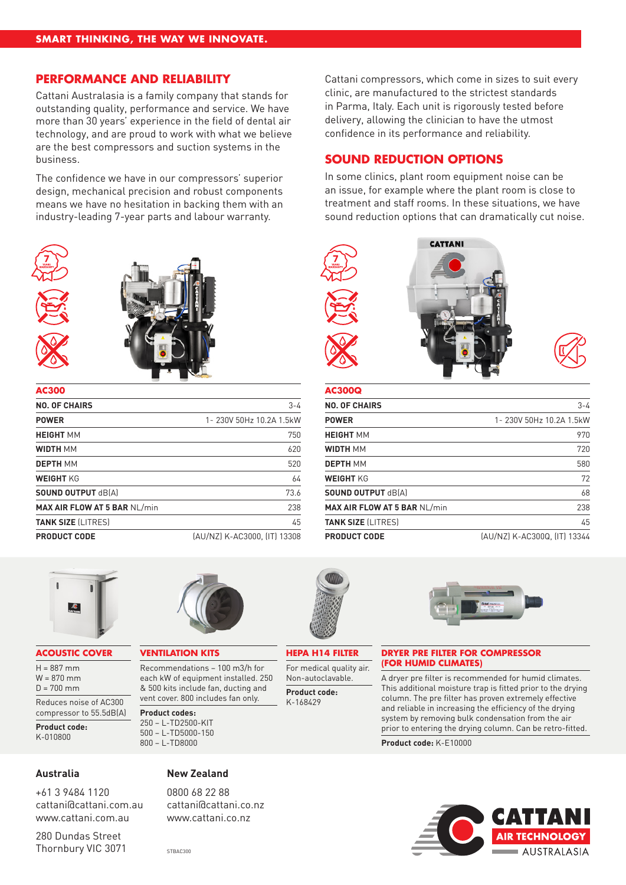SMART THINKING, THE WAY WE INNOVATE.

## PERFORMANCE AND RELIABILITY

Cattani Australasia is a family company that stands for outstanding quality, performance and service. We have more than 30 years' experience in the field of dental air technology, and are proud to work with what we believe are the best compressors and suction systems in the business.

The confidence we have in our compressors' superior design, mechanical precision and robust components means we have no hesitation in backing them with an industry-leading 7-year parts and labour warranty.

Cattani compressors, which come in sizes to suit every clinic, are manufactured to the strictest standards in Parma, Italy. Each unit is rigorously tested before delivery, allowing the clinician to have the utmost confidence in its performance and reliability.

## SOUND REDUCTION OPTIONS

In some clinics, plant room equipment noise can be an issue, for example where the plant room is close to treatment and staff rooms. In these situations, we have sound reduction options that can dramatically cut noise.

### AC300

| | |
|---|---|
| **NO. OF CHAIRS** | 3-4 |
| **POWER** | 1- 230V 50Hz 10.2A 1.5kW |
| **HEIGHT** MM | 750 |
| **WIDTH** MM | 620 |
| **DEPTH** MM | 520 |
| **WEIGHT** KG | 64 |
| **SOUND OUTPUT** dB(A) | 73.6 |
| **MAX AIR FLOW AT 5 BAR** NL/min | 238 |
| **TANK SIZE** (LITRES) | 45 |
| **PRODUCT CODE** | (AU/NZ) K-AC3000, (IT) 13308 |

### AC300Q

| | |
|---|---|
| **NO. OF CHAIRS** | 3-4 |
| **POWER** | 1- 230V 50Hz 10.2A 1.5kW |
| **HEIGHT** MM | 970 |
| **WIDTH** MM | 720 |
| **DEPTH** MM | 580 |
| **WEIGHT** KG | 72 |
| **SOUND OUTPUT** dB(A) | 68 |
| **MAX AIR FLOW AT 5 BAR** NL/min | 238 |
| **TANK SIZE** (LITRES) | 45 |
| **PRODUCT CODE** | (AU/NZ) K-AC300Q, (IT) 13344 |

### ACOUSTIC COVER

H = 887 mm
W = 870 mm
D = 700 mm

Reduces noise of AC300 compressor to 55.5dB(A)

**Product code:**
K-010800

### VENTILATION KITS

Recommendations – 100 m3/h for each kW of equipment installed. 250 & 500 kits include fan, ducting and vent cover. 800 includes fan only.

**Product codes:**
250 – L-TD2500-KIT
500 – L-TD5000-150
800 – L-TD8000

### HEPA H14 FILTER

For medical quality air. Non-autoclavable.

**Product code:**
K-168429

### DRYER PRE FILTER FOR COMPRESSOR (FOR HUMID CLIMATES)

A dryer pre filter is recommended for humid climates. This additional moisture trap is fitted prior to the drying column. The pre filter has proven extremely effective and reliable in increasing the efficiency of the drying system by removing bulk condensation from the air prior to entering the drying column. Can be retro-fitted.

**Product code:** K-E10000

**Australia**

+61 3 9484 1120
cattani@cattani.com.au
www.cattani.com.au

280 Dundas Street
Thornbury VIC 3071

**New Zealand**

0800 68 22 88
cattani@cattani.co.nz
www.cattani.co.nz

STBAC300

CATTANI AIR TECHNOLOGY AUSTRALASIA